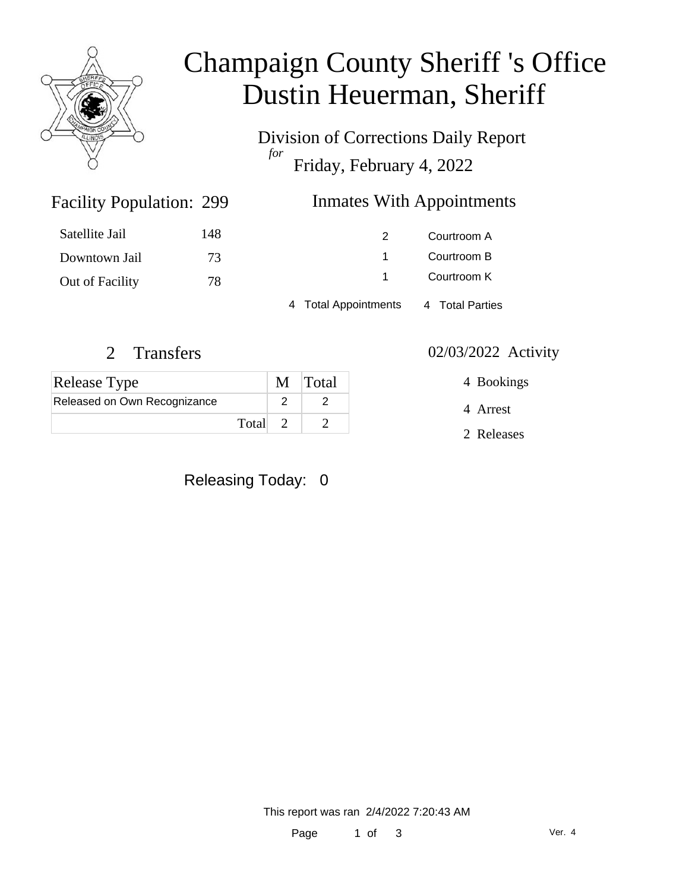# Champaign County Sheriff 's Office
# Dustin Heuerman, Sheriff

Division of Corrections Daily Report
*for*
Friday, February 4, 2022

## Facility Population: 299

| | |
|---|---|
| Satellite Jail | 148 |
| Downtown Jail | 73 |
| Out of Facility | 78 |

## Inmates With Appointments

| | |
|---|---|
| 2 | Courtroom A |
| 1 | Courtroom B |
| 1 | Courtroom K |

4 Total Appointments 4 Total Parties

## 2 Transfers

| Release Type | M | Total |
|---|---|---|
| Released on Own Recognizance | 2 | 2 |
| Total | 2 | 2 |

## 02/03/2022 Activity

4 Bookings

4 Arrest

2 Releases

Releasing Today: 0

This report was ran 2/4/2022 7:20:43 AM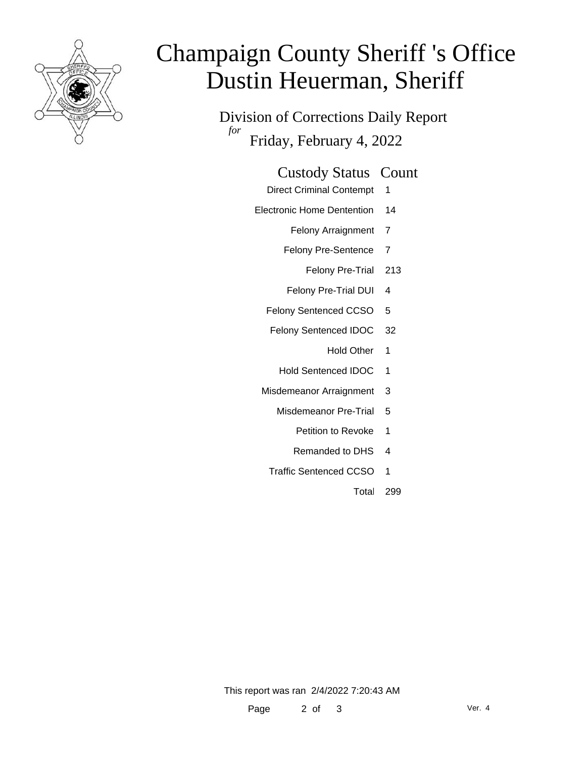# Champaign County Sheriff 's Office
# Dustin Heuerman, Sheriff

Division of Corrections Daily Report
*for*
Friday, February 4, 2022

| Custody Status | Count |
|---|---|
| Direct Criminal Contempt | 1 |
| Electronic Home Dentention | 14 |
| Felony Arraignment | 7 |
| Felony Pre-Sentence | 7 |
| Felony Pre-Trial | 213 |
| Felony Pre-Trial DUI | 4 |
| Felony Sentenced CCSO | 5 |
| Felony Sentenced IDOC | 32 |
| Hold Other | 1 |
| Hold Sentenced IDOC | 1 |
| Misdemeanor Arraignment | 3 |
| Misdemeanor Pre-Trial | 5 |
| Petition to Revoke | 1 |
| Remanded to DHS | 4 |
| Traffic Sentenced CCSO | 1 |
| Total | 299 |

This report was ran 2/4/2022 7:20:43 AM

Ver. 4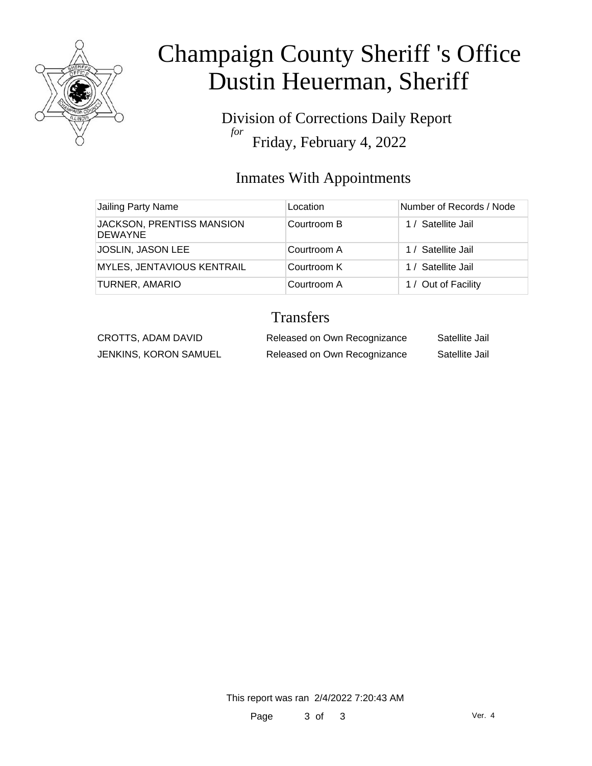# Champaign County Sheriff 's Office
# Dustin Heuerman, Sheriff

Division of Corrections Daily Report
*for*
Friday, February 4, 2022

## Inmates With Appointments

| Jailing Party Name | Location | Number of Records / Node |
|---|---|---|
| JACKSON, PRENTISS MANSION DEWAYNE | Courtroom B | 1 / Satellite Jail |
| JOSLIN, JASON LEE | Courtroom A | 1 / Satellite Jail |
| MYLES, JENTAVIOUS KENTRAIL | Courtroom K | 1 / Satellite Jail |
| TURNER, AMARIO | Courtroom A | 1 / Out of Facility |

## Transfers

| | | |
|---|---|---|
| CROTTS, ADAM DAVID | Released on Own Recognizance | Satellite Jail |
| JENKINS, KORON SAMUEL | Released on Own Recognizance | Satellite Jail |

This report was ran 2/4/2022 7:20:43 AM

Ver. 4